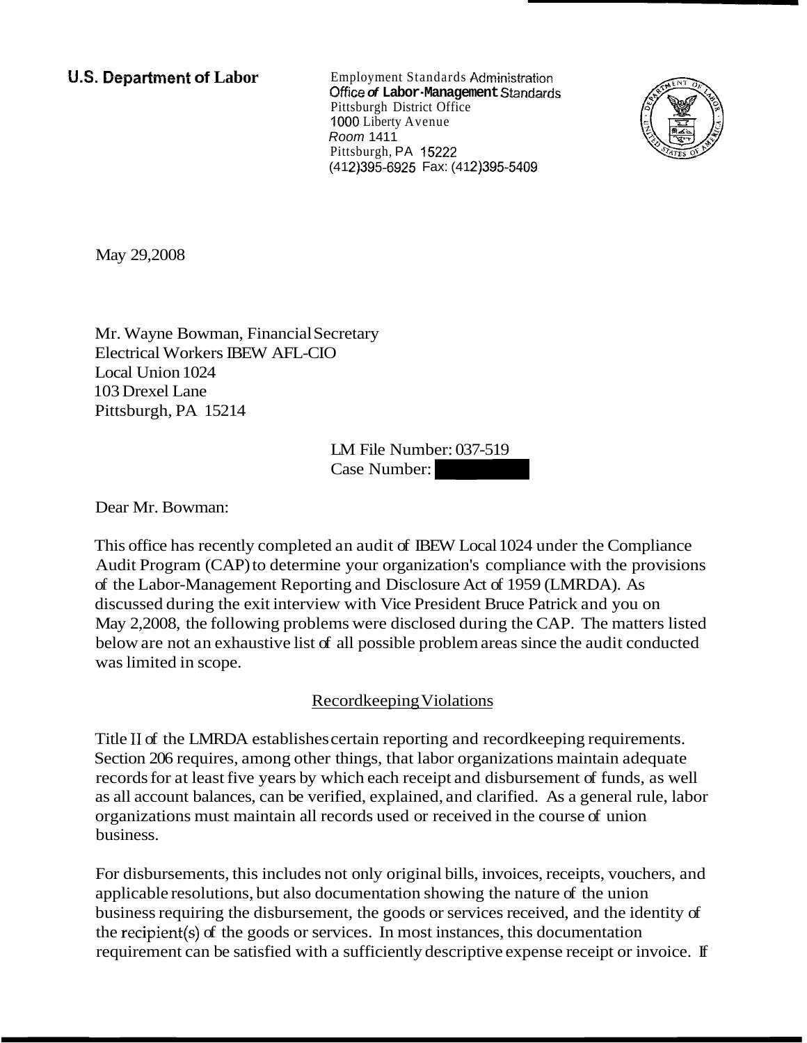**U.S. Department of Labor**

Employment Standards Administration
Office of Labor-Management Standards
Pittsburgh District Office
1000 Liberty Avenue
Room 1411
Pittsburgh, PA 15222
(412)395-6925 Fax: (412)395-5409

May 29,2008

Mr. Wayne Bowman, Financial Secretary
Electrical Workers IBEW AFL-CIO
Local Union 1024
103 Drexel Lane
Pittsburgh, PA 15214

LM File Number: 037-519
Case Number:

Dear Mr. Bowman:

This office has recently completed an audit of IBEW Local 1024 under the Compliance Audit Program (CAP) to determine your organization's compliance with the provisions of the Labor-Management Reporting and Disclosure Act of 1959 (LMRDA). As discussed during the exit interview with Vice President Bruce Patrick and you on May 2,2008, the following problems were disclosed during the CAP. The matters listed below are not an exhaustive list of all possible problem areas since the audit conducted was limited in scope.

Recordkeeping Violations

Title II of the LMRDA establishes certain reporting and recordkeeping requirements. Section 206 requires, among other things, that labor organizations maintain adequate records for at least five years by which each receipt and disbursement of funds, as well as all account balances, can be verified, explained, and clarified. As a general rule, labor organizations must maintain all records used or received in the course of union business.

For disbursements, this includes not only original bills, invoices, receipts, vouchers, and applicable resolutions, but also documentation showing the nature of the union business requiring the disbursement, the goods or services received, and the identity of the recipient(s) of the goods or services. In most instances, this documentation requirement can be satisfied with a sufficiently descriptive expense receipt or invoice. If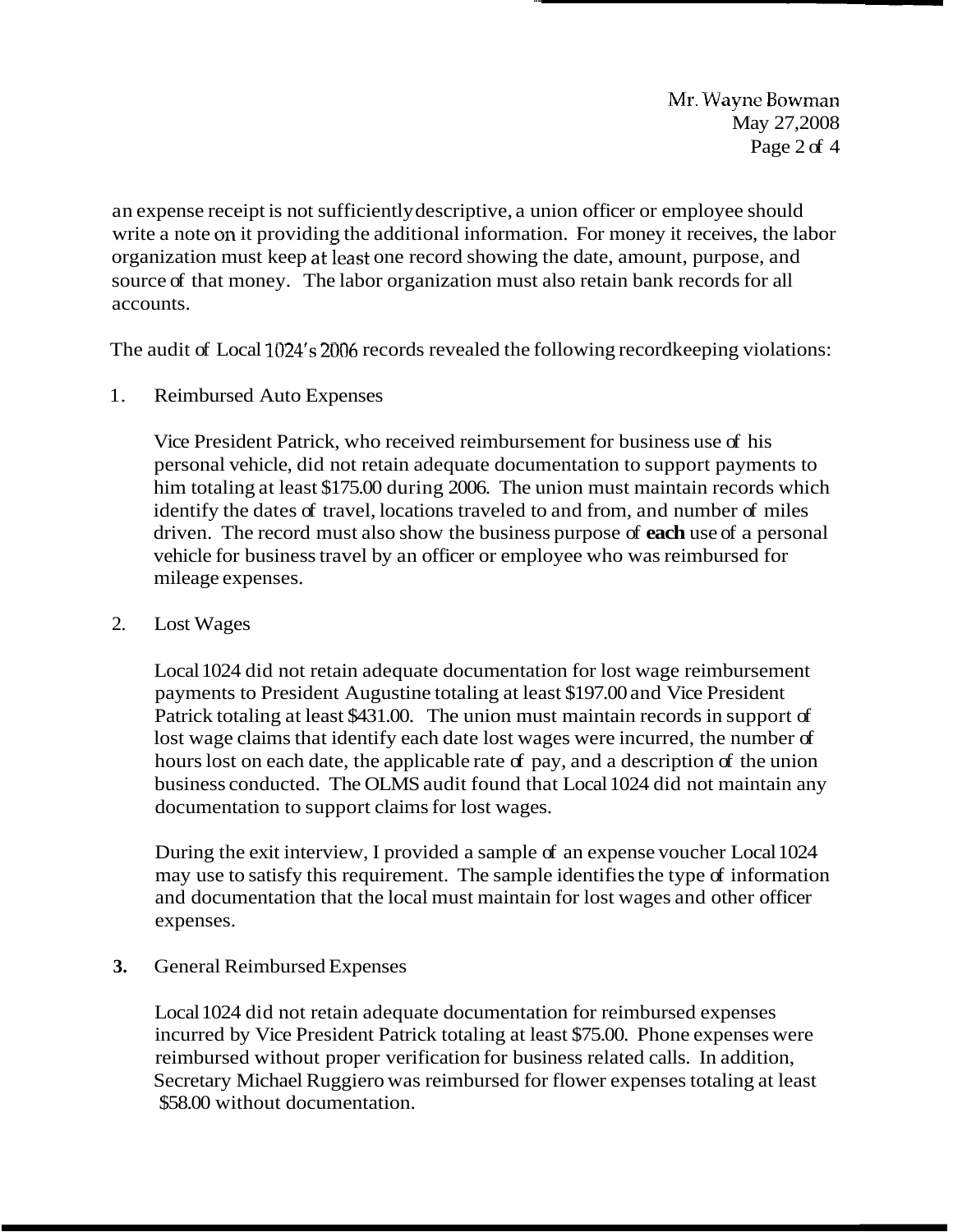an expense receipt is not sufficiently descriptive, a union officer or employee should write a note on it providing the additional information. For money it receives, the labor organization must keep at least one record showing the date, amount, purpose, and source of that money. The labor organization must also retain bank records for all accounts.

The audit of Local 1024's 2006 records revealed the following recordkeeping violations:

1. Reimbursed Auto Expenses

   Vice President Patrick, who received reimbursement for business use of his personal vehicle, did not retain adequate documentation to support payments to him totaling at least $175.00 during 2006. The union must maintain records which identify the dates of travel, locations traveled to and from, and number of miles driven. The record must also show the business purpose of **each** use of a personal vehicle for business travel by an officer or employee who was reimbursed for mileage expenses.

2. Lost Wages

   Local 1024 did not retain adequate documentation for lost wage reimbursement payments to President Augustine totaling at least $197.00 and Vice President Patrick totaling at least $431.00. The union must maintain records in support of lost wage claims that identify each date lost wages were incurred, the number of hours lost on each date, the applicable rate of pay, and a description of the union business conducted. The OLMS audit found that Local 1024 did not maintain any documentation to support claims for lost wages.

   During the exit interview, I provided a sample of an expense voucher Local 1024 may use to satisfy this requirement. The sample identifies the type of information and documentation that the local must maintain for lost wages and other officer expenses.

3. General Reimbursed Expenses

   Local 1024 did not retain adequate documentation for reimbursed expenses incurred by Vice President Patrick totaling at least $75.00. Phone expenses were reimbursed without proper verification for business related calls. In addition, Secretary Michael Ruggiero was reimbursed for flower expenses totaling at least $58.00 without documentation.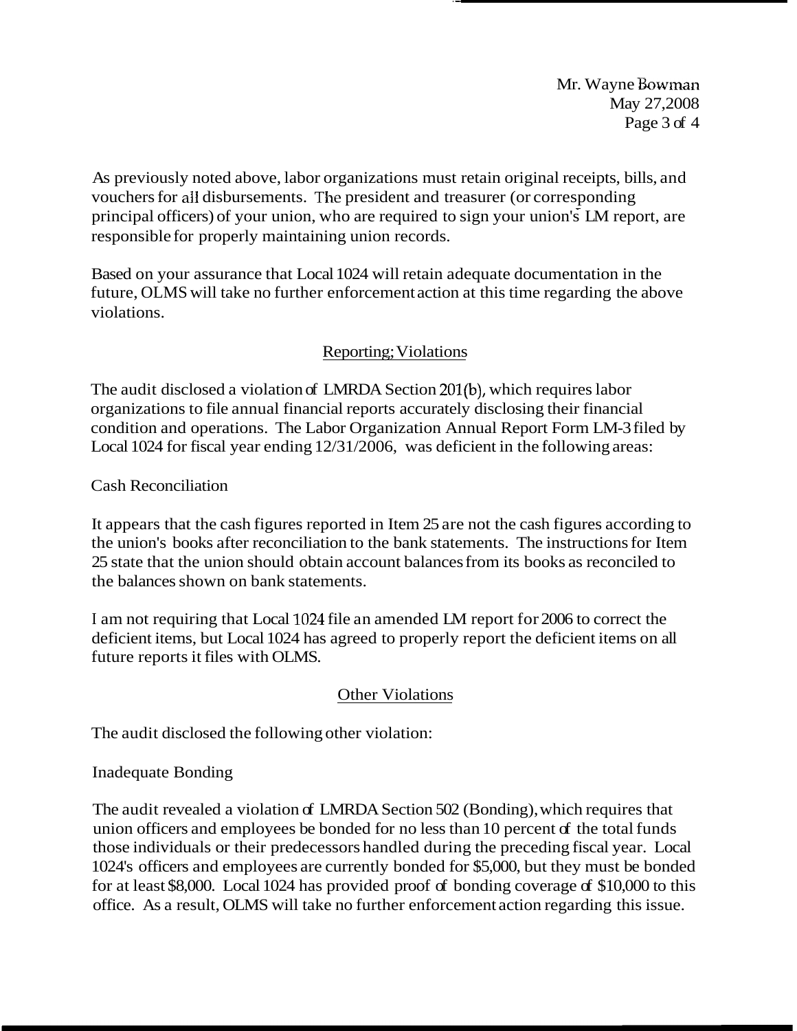As previously noted above, labor organizations must retain original receipts, bills, and vouchers for all disbursements. The president and treasurer (or corresponding principal officers) of your union, who are required to sign your union's LM report, are responsible for properly maintaining union records.

Based on your assurance that Local 1024 will retain adequate documentation in the future, OLMS will take no further enforcement action at this time regarding the above violations.

## Reporting; Violations

The audit disclosed a violation of LMRDA Section 201(b), which requires labor organizations to file annual financial reports accurately disclosing their financial condition and operations. The Labor Organization Annual Report Form LM-3 filed by Local 1024 for fiscal year ending 12/31/2006, was deficient in the following areas:

Cash Reconciliation

It appears that the cash figures reported in Item 25 are not the cash figures according to the union's books after reconciliation to the bank statements. The instructions for Item 25 state that the union should obtain account balances from its books as reconciled to the balances shown on bank statements.

I am not requiring that Local 1024 file an amended LM report for 2006 to correct the deficient items, but Local 1024 has agreed to properly report the deficient items on all future reports it files with OLMS.

## Other Violations

The audit disclosed the following other violation:

Inadequate Bonding

The audit revealed a violation of LMRDA Section 502 (Bonding), which requires that union officers and employees be bonded for no less than 10 percent of the total funds those individuals or their predecessors handled during the preceding fiscal year. Local 1024's officers and employees are currently bonded for $5,000, but they must be bonded for at least $8,000. Local 1024 has provided proof of bonding coverage of $10,000 to this office. As a result, OLMS will take no further enforcement action regarding this issue.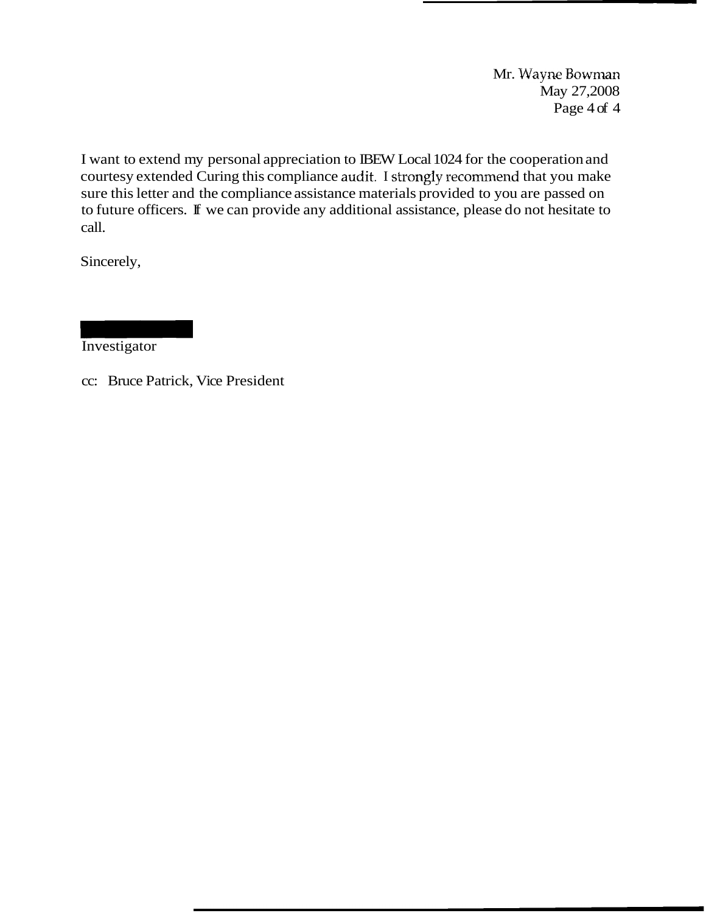I want to extend my personal appreciation to IBEW Local 1024 for the cooperation and courtesy extended Curing this compliance audit. I strongly recommend that you make sure this letter and the compliance assistance materials provided to you are passed on to future officers. If we can provide any additional assistance, please do not hesitate to call.

Sincerely,

Investigator

cc: Bruce Patrick, Vice President